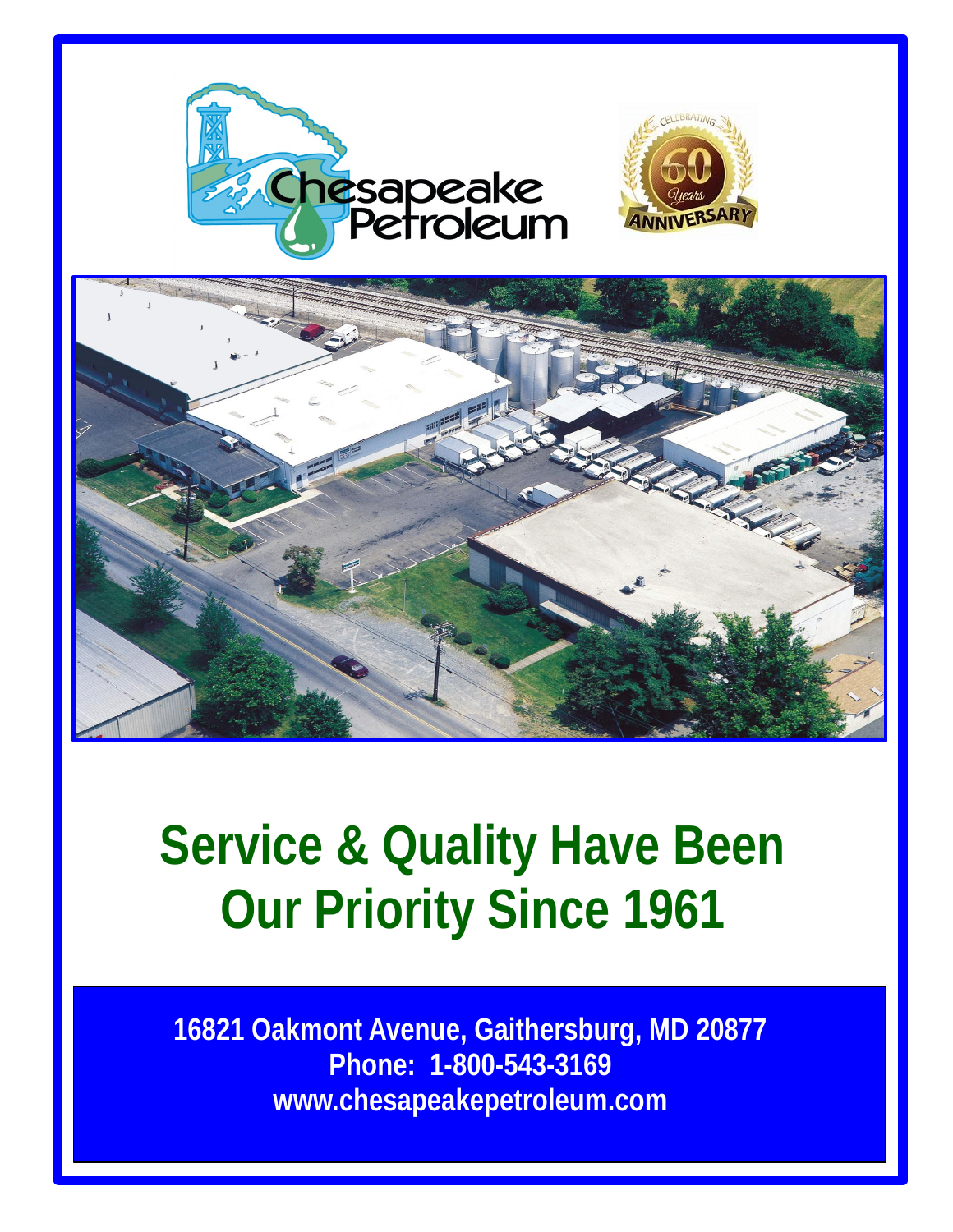Chesapeake Petroleum

CELEBRATING 60 Years ANNIVERSARY

# Service & Quality Have Been Our Priority Since 1961

**16821 Oakmont Avenue, Gaithersburg, MD 20877**
**Phone: 1-800-543-3169**
**www.chesapeakepetroleum.com**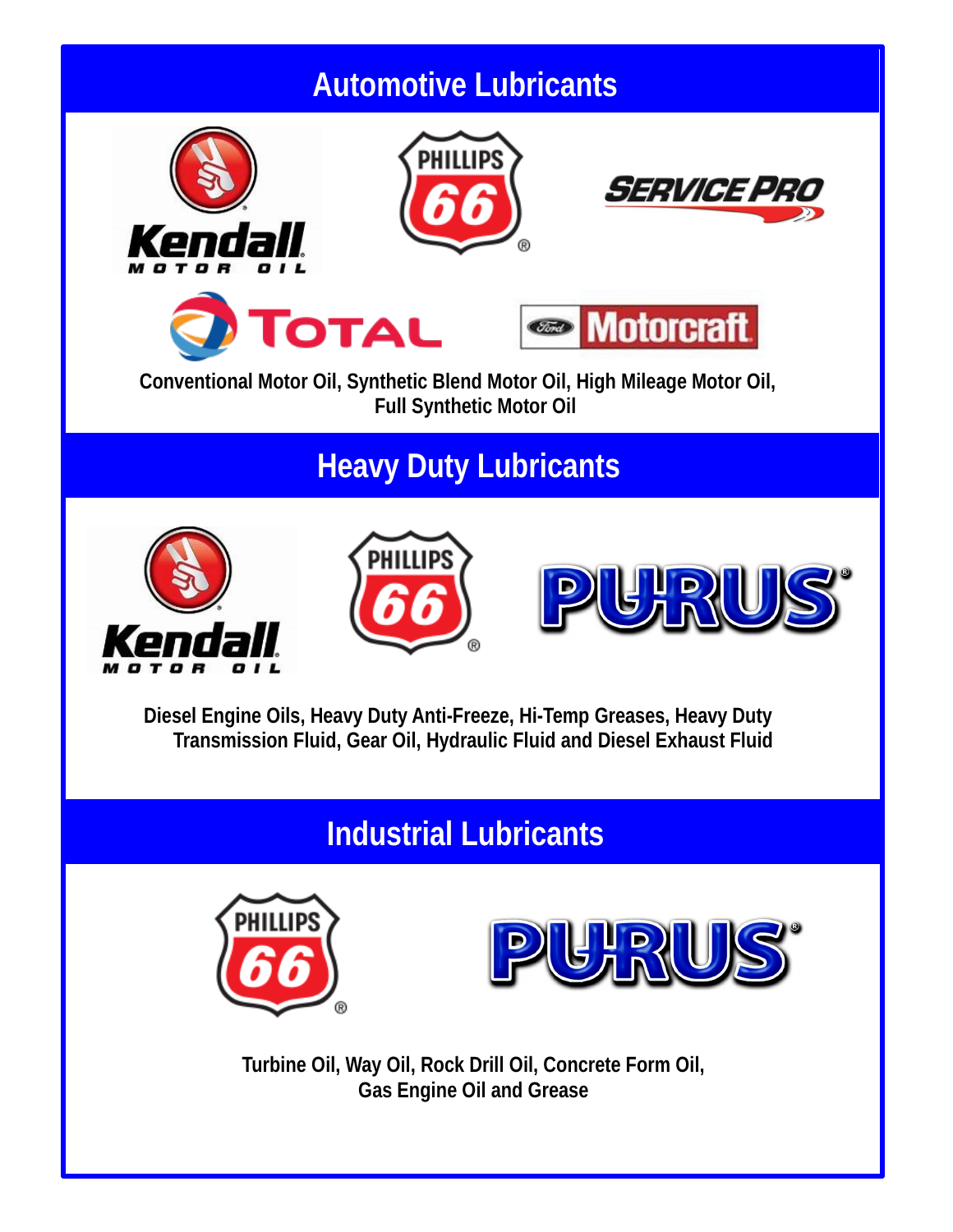## Automotive Lubricants

Kendall Motor Oil · Phillips 66 · Service Pro · Total · Motorcraft

**Conventional Motor Oil, Synthetic Blend Motor Oil, High Mileage Motor Oil, Full Synthetic Motor Oil**

## Heavy Duty Lubricants

Kendall Motor Oil · Phillips 66 · Purus

**Diesel Engine Oils, Heavy Duty Anti-Freeze, Hi-Temp Greases, Heavy Duty Transmission Fluid, Gear Oil, Hydraulic Fluid and Diesel Exhaust Fluid**

## Industrial Lubricants

Phillips 66 · Purus

**Turbine Oil, Way Oil, Rock Drill Oil, Concrete Form Oil, Gas Engine Oil and Grease**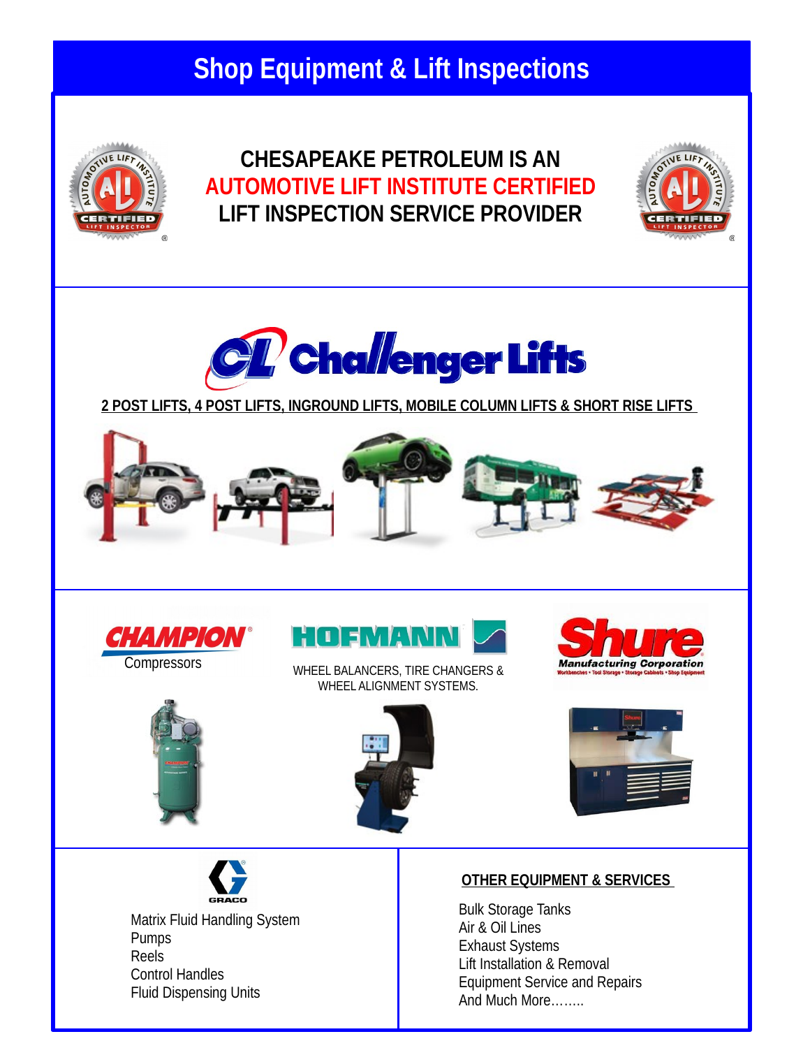# Shop Equipment & Lift Inspections

## CHESAPEAKE PETROLEUM IS AN AUTOMOTIVE LIFT INSTITUTE CERTIFIED LIFT INSPECTION SERVICE PROVIDER

## Challenger Lifts

**2 POST LIFTS, 4 POST LIFTS, INGROUND LIFTS, MOBILE COLUMN LIFTS & SHORT RISE LIFTS**

### CHAMPION

Compressors

### HOFMANN

WHEEL BALANCERS, TIRE CHANGERS & WHEEL ALIGNMENT SYSTEMS.

### Shure

Manufacturing Corporation

Workbenches • Tool Storage • Storage Cabinets • Shop Equipment

### GRACO

Matrix Fluid Handling System
Pumps
Reels
Control Handles
Fluid Dispensing Units

### OTHER EQUIPMENT & SERVICES

Bulk Storage Tanks
Air & Oil Lines
Exhaust Systems
Lift Installation & Removal
Equipment Service and Repairs
And Much More……..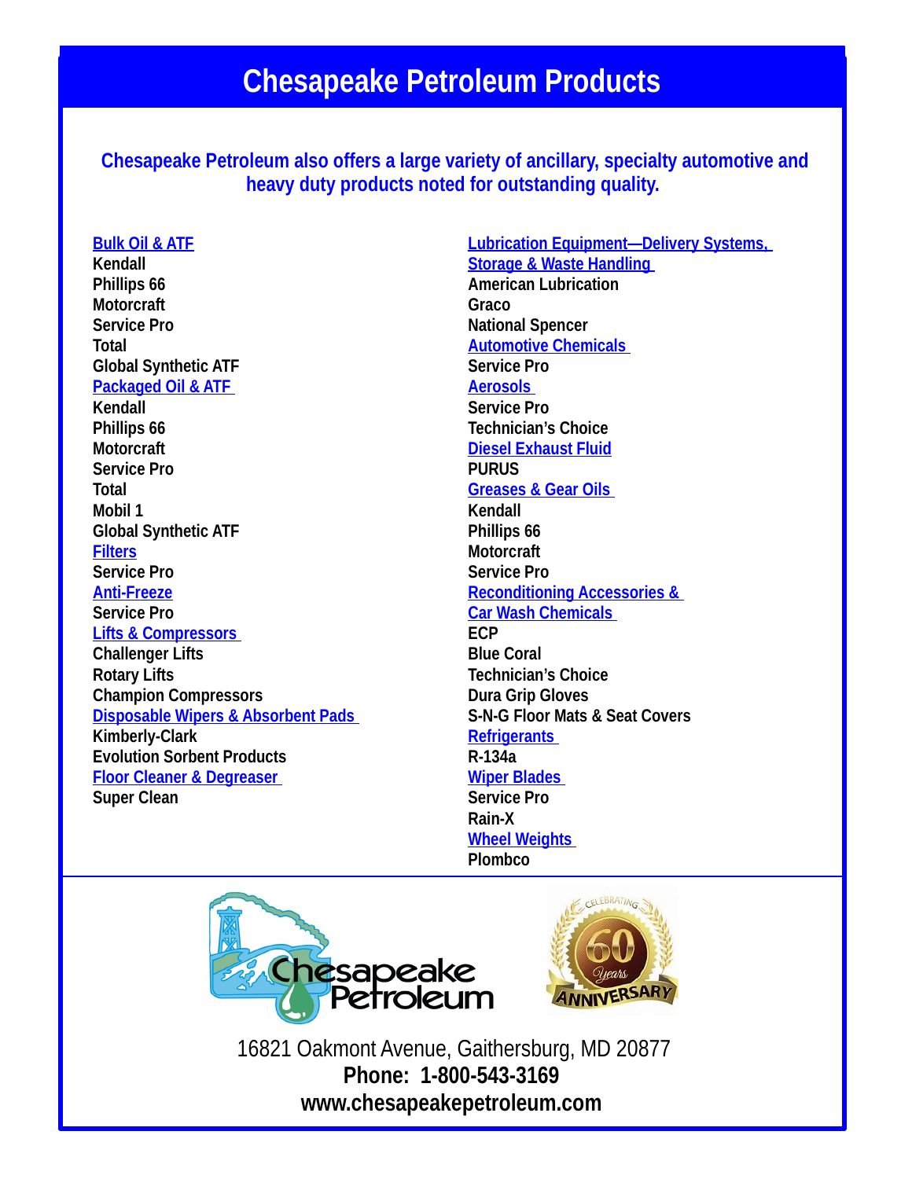# Chesapeake Petroleum Products

**Chesapeake Petroleum also offers a large variety of ancillary, specialty automotive and heavy duty products noted for outstanding quality.**

**Bulk Oil & ATF**
Kendall
Phillips 66
Motorcraft
Service Pro
Total
Global Synthetic ATF

**Packaged Oil & ATF**
Kendall
Phillips 66
Motorcraft
Service Pro
Total
Mobil 1
Global Synthetic ATF

**Filters**
Service Pro

**Anti-Freeze**
Service Pro

**Lifts & Compressors**
Challenger Lifts
Rotary Lifts
Champion Compressors

**Disposable Wipers & Absorbent Pads**
Kimberly-Clark
Evolution Sorbent Products

**Floor Cleaner & Degreaser**
Super Clean

**Lubrication Equipment—Delivery Systems, Storage & Waste Handling**
American Lubrication
Graco
National Spencer

**Automotive Chemicals**
Service Pro

**Aerosols**
Service Pro
Technician's Choice

**Diesel Exhaust Fluid**
PURUS

**Greases & Gear Oils**
Kendall
Phillips 66
Motorcraft
Service Pro

**Reconditioning Accessories & Car Wash Chemicals**
ECP
Blue Coral
Technician's Choice
Dura Grip Gloves
S-N-G Floor Mats & Seat Covers

**Refrigerants**
R-134a

**Wiper Blades**
Service Pro
Rain-X

**Wheel Weights**
Plombco

16821 Oakmont Avenue, Gaithersburg, MD 20877
**Phone: 1-800-543-3169**
**www.chesapeakepetroleum.com**